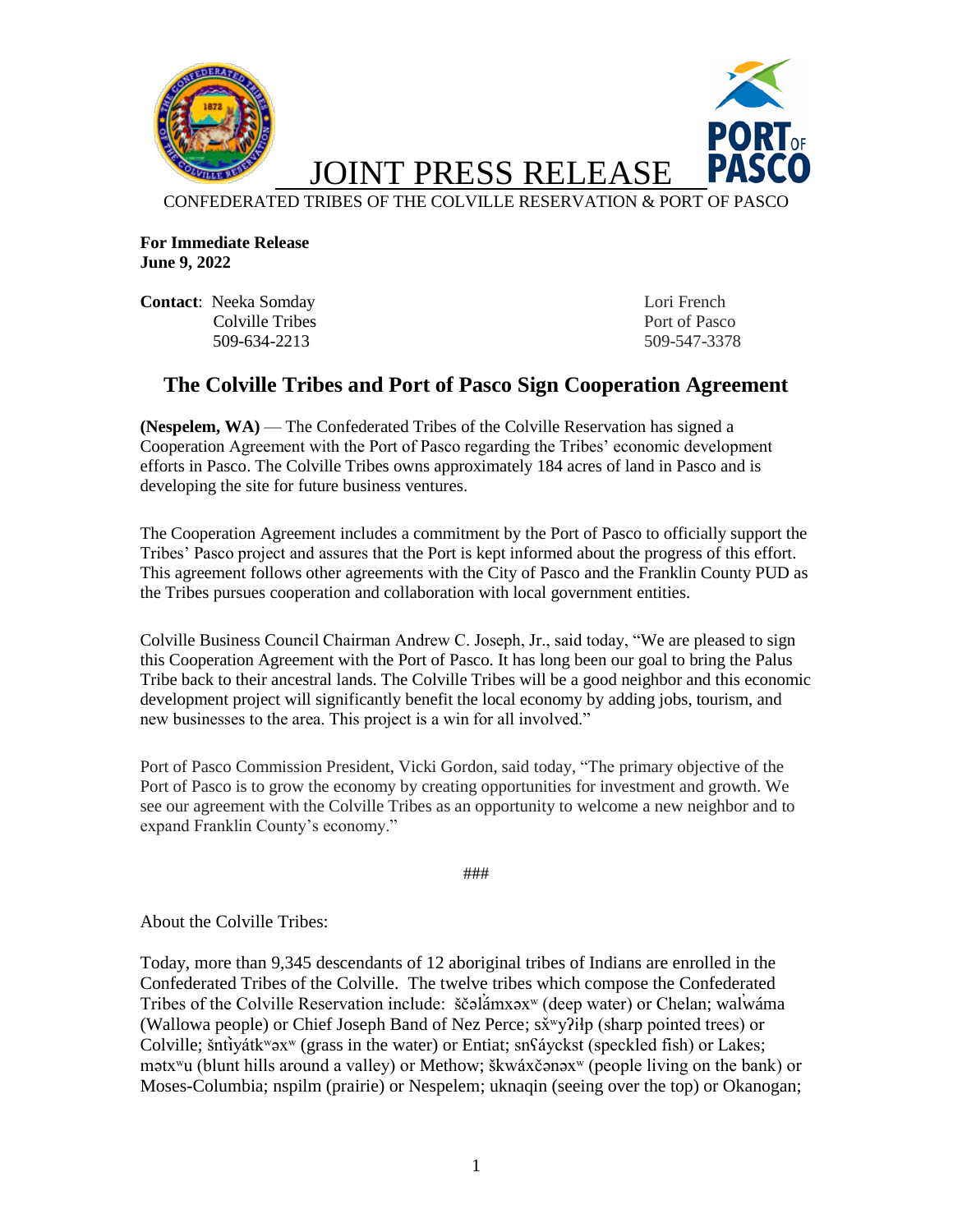# JOINT PRESS RELEASE

CONFEDERATED TRIBES OF THE COLVILLE RESERVATION & PORT OF PASCO

**For Immediate Release**
**June 9, 2022**

**Contact**: Neeka Somday
Colville Tribes
509-634-2213

Lori French
Port of Pasco
509-547-3378

## The Colville Tribes and Port of Pasco Sign Cooperation Agreement

**(Nespelem, WA)** — The Confederated Tribes of the Colville Reservation has signed a Cooperation Agreement with the Port of Pasco regarding the Tribes' economic development efforts in Pasco. The Colville Tribes owns approximately 184 acres of land in Pasco and is developing the site for future business ventures.

The Cooperation Agreement includes a commitment by the Port of Pasco to officially support the Tribes' Pasco project and assures that the Port is kept informed about the progress of this effort. This agreement follows other agreements with the City of Pasco and the Franklin County PUD as the Tribes pursues cooperation and collaboration with local government entities.

Colville Business Council Chairman Andrew C. Joseph, Jr., said today, "We are pleased to sign this Cooperation Agreement with the Port of Pasco. It has long been our goal to bring the Palus Tribe back to their ancestral lands. The Colville Tribes will be a good neighbor and this economic development project will significantly benefit the local economy by adding jobs, tourism, and new businesses to the area. This project is a win for all involved."

Port of Pasco Commission President, Vicki Gordon, said today, "The primary objective of the Port of Pasco is to grow the economy by creating opportunities for investment and growth. We see our agreement with the Colville Tribes as an opportunity to welcome a new neighbor and to expand Franklin County's economy."

###

About the Colville Tribes:

Today, more than 9,345 descendants of 12 aboriginal tribes of Indians are enrolled in the Confederated Tribes of the Colville. The twelve tribes which compose the Confederated Tribes of the Colville Reservation include: ščəl̓ámxəxʷ (deep water) or Chelan; walwáma (Wallowa people) or Chief Joseph Band of Nez Perce; sx̌ʷyʔiɬp (sharp pointed trees) or Colville; šnt̓iyátkʷəxʷ (grass in the water) or Entiat; snʕáyckst (speckled fish) or Lakes; mətxʷu (blunt hills around a valley) or Methow; škwáxčənəxʷ (people living on the bank) or Moses-Columbia; nspilm (prairie) or Nespelem; uknaqin (seeing over the top) or Okanogan;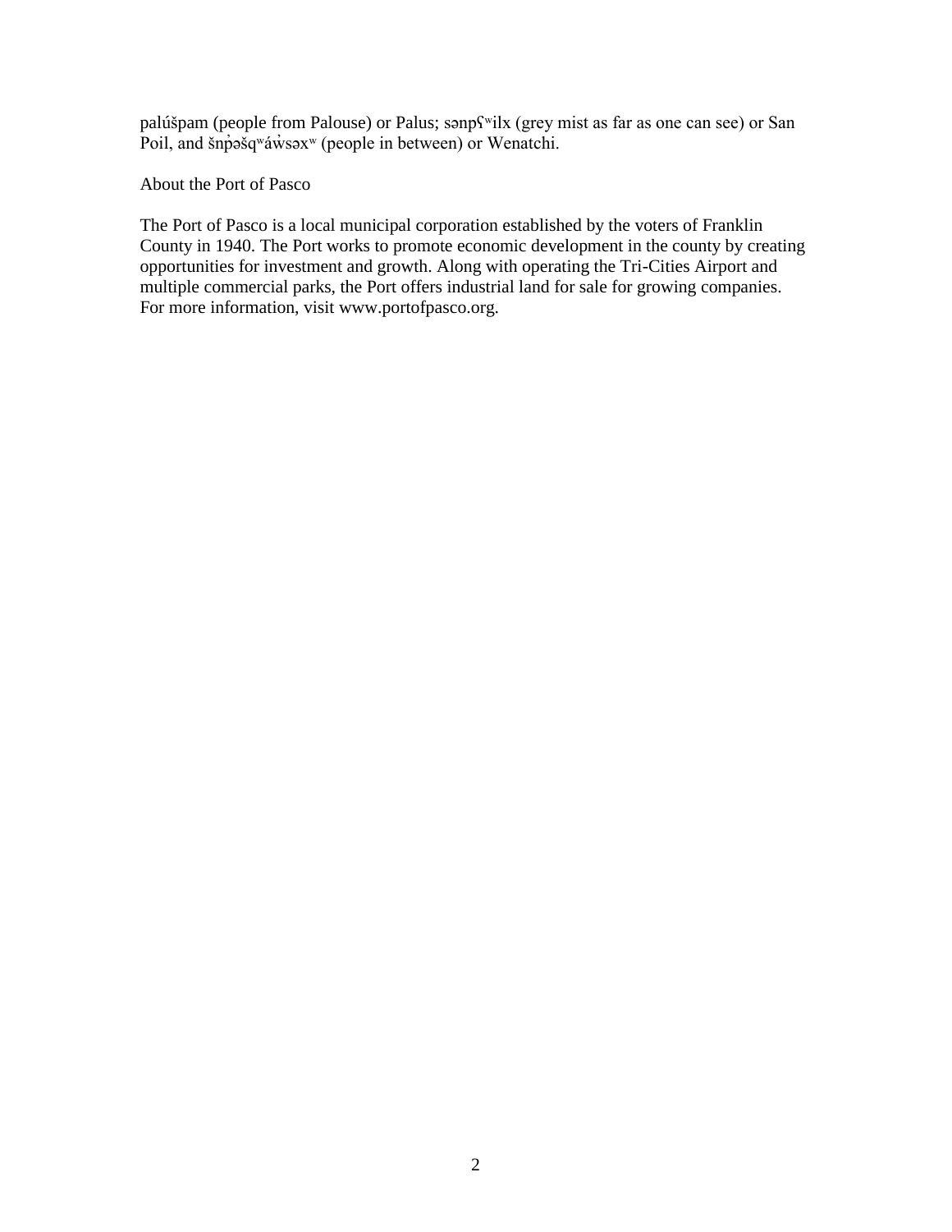palúšpam (people from Palouse) or Palus; sənpʕʷilx (grey mist as far as one can see) or San Poil, and šnp̓əšqʷáw̓səxʷ (people in between) or Wenatchi.

About the Port of Pasco

The Port of Pasco is a local municipal corporation established by the voters of Franklin County in 1940. The Port works to promote economic development in the county by creating opportunities for investment and growth. Along with operating the Tri-Cities Airport and multiple commercial parks, the Port offers industrial land for sale for growing companies. For more information, visit www.portofpasco.org.